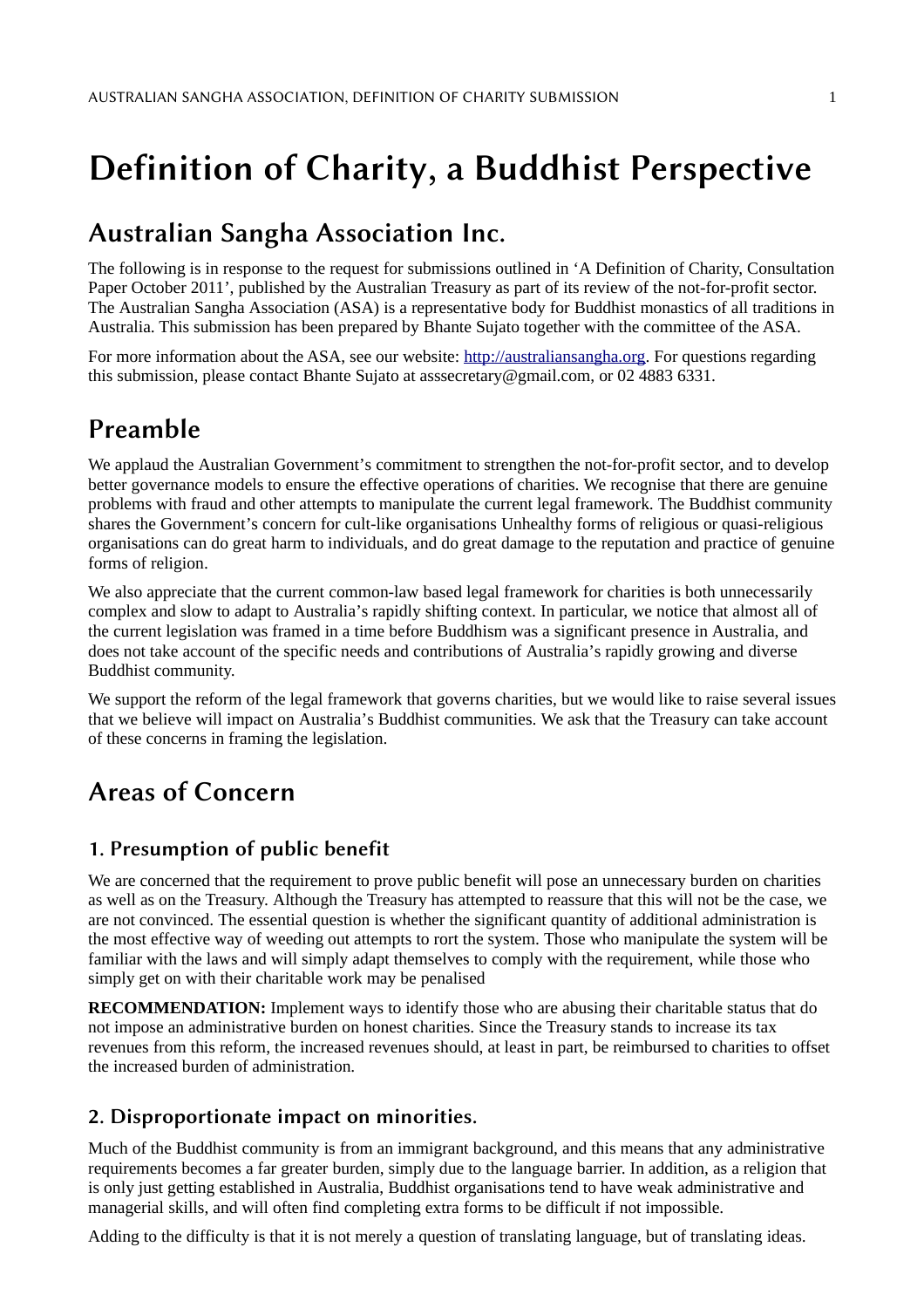# Definition of Charity, a Buddhist Perspective

## Australian Sangha Association Inc.

The following is in response to the request for submissions outlined in 'A Definition of Charity, Consultation Paper October 2011', published by the Australian Treasury as part of its review of the not-for-profit sector. The Australian Sangha Association (ASA) is a representative body for Buddhist monastics of all traditions in Australia. This submission has been prepared by Bhante Sujato together with the committee of the ASA.

For more information about the ASA, see our website: [http://australiansangha.org](http://australiansangha.org). For questions regarding this submission, please contact Bhante Sujato at asssecretary@gmail.com, or 02 4883 6331.

## Preamble

We applaud the Australian Government's commitment to strengthen the not-for-profit sector, and to develop better governance models to ensure the effective operations of charities. We recognise that there are genuine problems with fraud and other attempts to manipulate the current legal framework. The Buddhist community shares the Government's concern for cult-like organisations Unhealthy forms of religious or quasi-religious organisations can do great harm to individuals, and do great damage to the reputation and practice of genuine forms of religion.

We also appreciate that the current common-law based legal framework for charities is both unnecessarily complex and slow to adapt to Australia's rapidly shifting context. In particular, we notice that almost all of the current legislation was framed in a time before Buddhism was a significant presence in Australia, and does not take account of the specific needs and contributions of Australia's rapidly growing and diverse Buddhist community.

We support the reform of the legal framework that governs charities, but we would like to raise several issues that we believe will impact on Australia's Buddhist communities. We ask that the Treasury can take account of these concerns in framing the legislation.

## Areas of Concern

### 1. Presumption of public benefit

We are concerned that the requirement to prove public benefit will pose an unnecessary burden on charities as well as on the Treasury. Although the Treasury has attempted to reassure that this will not be the case, we are not convinced. The essential question is whether the significant quantity of additional administration is the most effective way of weeding out attempts to rort the system. Those who manipulate the system will be familiar with the laws and will simply adapt themselves to comply with the requirement, while those who simply get on with their charitable work may be penalised

**RECOMMENDATION:** Implement ways to identify those who are abusing their charitable status that do not impose an administrative burden on honest charities. Since the Treasury stands to increase its tax revenues from this reform, the increased revenues should, at least in part, be reimbursed to charities to offset the increased burden of administration.

### 2. Disproportionate impact on minorities.

Much of the Buddhist community is from an immigrant background, and this means that any administrative requirements becomes a far greater burden, simply due to the language barrier. In addition, as a religion that is only just getting established in Australia, Buddhist organisations tend to have weak administrative and managerial skills, and will often find completing extra forms to be difficult if not impossible.

Adding to the difficulty is that it is not merely a question of translating language, but of translating ideas.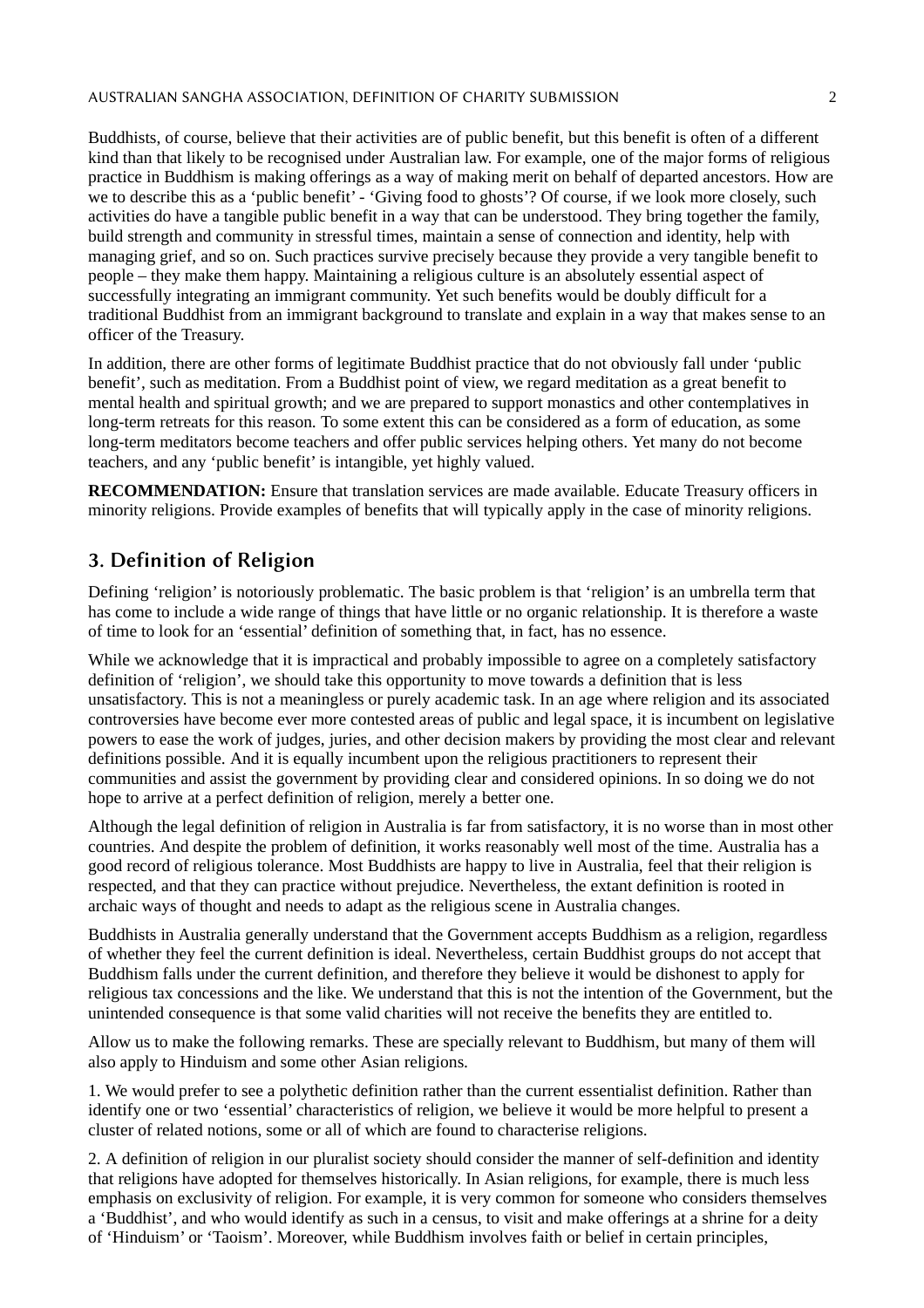Buddhists, of course, believe that their activities are of public benefit, but this benefit is often of a different kind than that likely to be recognised under Australian law. For example, one of the major forms of religious practice in Buddhism is making offerings as a way of making merit on behalf of departed ancestors. How are we to describe this as a 'public benefit' - 'Giving food to ghosts'? Of course, if we look more closely, such activities do have a tangible public benefit in a way that can be understood. They bring together the family, build strength and community in stressful times, maintain a sense of connection and identity, help with managing grief, and so on. Such practices survive precisely because they provide a very tangible benefit to people – they make them happy. Maintaining a religious culture is an absolutely essential aspect of successfully integrating an immigrant community. Yet such benefits would be doubly difficult for a traditional Buddhist from an immigrant background to translate and explain in a way that makes sense to an officer of the Treasury.

In addition, there are other forms of legitimate Buddhist practice that do not obviously fall under 'public benefit', such as meditation. From a Buddhist point of view, we regard meditation as a great benefit to mental health and spiritual growth; and we are prepared to support monastics and other contemplatives in long-term retreats for this reason. To some extent this can be considered as a form of education, as some long-term meditators become teachers and offer public services helping others. Yet many do not become teachers, and any 'public benefit' is intangible, yet highly valued.

**RECOMMENDATION:** Ensure that translation services are made available. Educate Treasury officers in minority religions. Provide examples of benefits that will typically apply in the case of minority religions.

## 3. Definition of Religion

Defining 'religion' is notoriously problematic. The basic problem is that 'religion' is an umbrella term that has come to include a wide range of things that have little or no organic relationship. It is therefore a waste of time to look for an 'essential' definition of something that, in fact, has no essence.

While we acknowledge that it is impractical and probably impossible to agree on a completely satisfactory definition of 'religion', we should take this opportunity to move towards a definition that is less unsatisfactory. This is not a meaningless or purely academic task. In an age where religion and its associated controversies have become ever more contested areas of public and legal space, it is incumbent on legislative powers to ease the work of judges, juries, and other decision makers by providing the most clear and relevant definitions possible. And it is equally incumbent upon the religious practitioners to represent their communities and assist the government by providing clear and considered opinions. In so doing we do not hope to arrive at a perfect definition of religion, merely a better one.

Although the legal definition of religion in Australia is far from satisfactory, it is no worse than in most other countries. And despite the problem of definition, it works reasonably well most of the time. Australia has a good record of religious tolerance. Most Buddhists are happy to live in Australia, feel that their religion is respected, and that they can practice without prejudice. Nevertheless, the extant definition is rooted in archaic ways of thought and needs to adapt as the religious scene in Australia changes.

Buddhists in Australia generally understand that the Government accepts Buddhism as a religion, regardless of whether they feel the current definition is ideal. Nevertheless, certain Buddhist groups do not accept that Buddhism falls under the current definition, and therefore they believe it would be dishonest to apply for religious tax concessions and the like. We understand that this is not the intention of the Government, but the unintended consequence is that some valid charities will not receive the benefits they are entitled to.

Allow us to make the following remarks. These are specially relevant to Buddhism, but many of them will also apply to Hinduism and some other Asian religions.

1. We would prefer to see a polythetic definition rather than the current essentialist definition. Rather than identify one or two 'essential' characteristics of religion, we believe it would be more helpful to present a cluster of related notions, some or all of which are found to characterise religions.

2. A definition of religion in our pluralist society should consider the manner of self-definition and identity that religions have adopted for themselves historically. In Asian religions, for example, there is much less emphasis on exclusivity of religion. For example, it is very common for someone who considers themselves a 'Buddhist', and who would identify as such in a census, to visit and make offerings at a shrine for a deity of 'Hinduism' or 'Taoism'. Moreover, while Buddhism involves faith or belief in certain principles,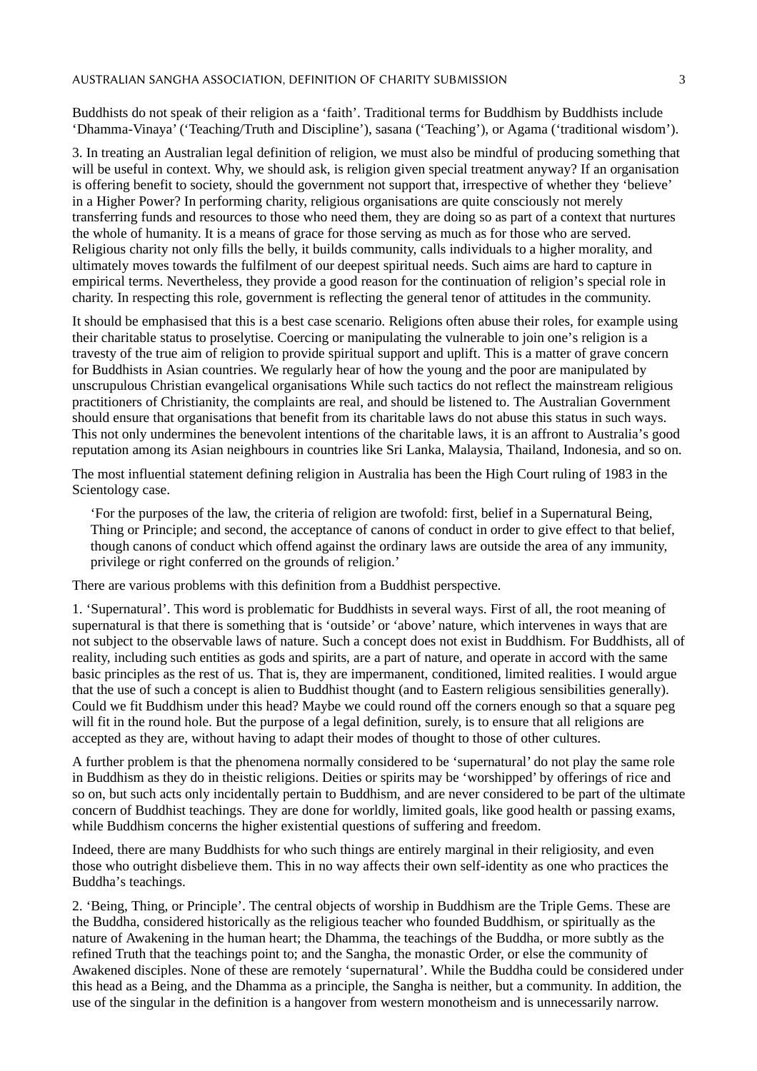Buddhists do not speak of their religion as a 'faith'. Traditional terms for Buddhism by Buddhists include 'Dhamma-Vinaya' ('Teaching/Truth and Discipline'), sasana ('Teaching'), or Agama ('traditional wisdom').

3. In treating an Australian legal definition of religion, we must also be mindful of producing something that will be useful in context. Why, we should ask, is religion given special treatment anyway? If an organisation is offering benefit to society, should the government not support that, irrespective of whether they 'believe' in a Higher Power? In performing charity, religious organisations are quite consciously not merely transferring funds and resources to those who need them, they are doing so as part of a context that nurtures the whole of humanity. It is a means of grace for those serving as much as for those who are served. Religious charity not only fills the belly, it builds community, calls individuals to a higher morality, and ultimately moves towards the fulfilment of our deepest spiritual needs. Such aims are hard to capture in empirical terms. Nevertheless, they provide a good reason for the continuation of religion's special role in charity. In respecting this role, government is reflecting the general tenor of attitudes in the community.

It should be emphasised that this is a best case scenario. Religions often abuse their roles, for example using their charitable status to proselytise. Coercing or manipulating the vulnerable to join one's religion is a travesty of the true aim of religion to provide spiritual support and uplift. This is a matter of grave concern for Buddhists in Asian countries. We regularly hear of how the young and the poor are manipulated by unscrupulous Christian evangelical organisations While such tactics do not reflect the mainstream religious practitioners of Christianity, the complaints are real, and should be listened to. The Australian Government should ensure that organisations that benefit from its charitable laws do not abuse this status in such ways. This not only undermines the benevolent intentions of the charitable laws, it is an affront to Australia's good reputation among its Asian neighbours in countries like Sri Lanka, Malaysia, Thailand, Indonesia, and so on.

The most influential statement defining religion in Australia has been the High Court ruling of 1983 in the Scientology case.

> 'For the purposes of the law, the criteria of religion are twofold: first, belief in a Supernatural Being, Thing or Principle; and second, the acceptance of canons of conduct in order to give effect to that belief, though canons of conduct which offend against the ordinary laws are outside the area of any immunity, privilege or right conferred on the grounds of religion.'

There are various problems with this definition from a Buddhist perspective.

1. 'Supernatural'. This word is problematic for Buddhists in several ways. First of all, the root meaning of supernatural is that there is something that is 'outside' or 'above' nature, which intervenes in ways that are not subject to the observable laws of nature. Such a concept does not exist in Buddhism. For Buddhists, all of reality, including such entities as gods and spirits, are a part of nature, and operate in accord with the same basic principles as the rest of us. That is, they are impermanent, conditioned, limited realities. I would argue that the use of such a concept is alien to Buddhist thought (and to Eastern religious sensibilities generally). Could we fit Buddhism under this head? Maybe we could round off the corners enough so that a square peg will fit in the round hole. But the purpose of a legal definition, surely, is to ensure that all religions are accepted as they are, without having to adapt their modes of thought to those of other cultures.

A further problem is that the phenomena normally considered to be 'supernatural' do not play the same role in Buddhism as they do in theistic religions. Deities or spirits may be 'worshipped' by offerings of rice and so on, but such acts only incidentally pertain to Buddhism, and are never considered to be part of the ultimate concern of Buddhist teachings. They are done for worldly, limited goals, like good health or passing exams, while Buddhism concerns the higher existential questions of suffering and freedom.

Indeed, there are many Buddhists for who such things are entirely marginal in their religiosity, and even those who outright disbelieve them. This in no way affects their own self-identity as one who practices the Buddha's teachings.

2. 'Being, Thing, or Principle'. The central objects of worship in Buddhism are the Triple Gems. These are the Buddha, considered historically as the religious teacher who founded Buddhism, or spiritually as the nature of Awakening in the human heart; the Dhamma, the teachings of the Buddha, or more subtly as the refined Truth that the teachings point to; and the Sangha, the monastic Order, or else the community of Awakened disciples. None of these are remotely 'supernatural'. While the Buddha could be considered under this head as a Being, and the Dhamma as a principle, the Sangha is neither, but a community. In addition, the use of the singular in the definition is a hangover from western monotheism and is unnecessarily narrow.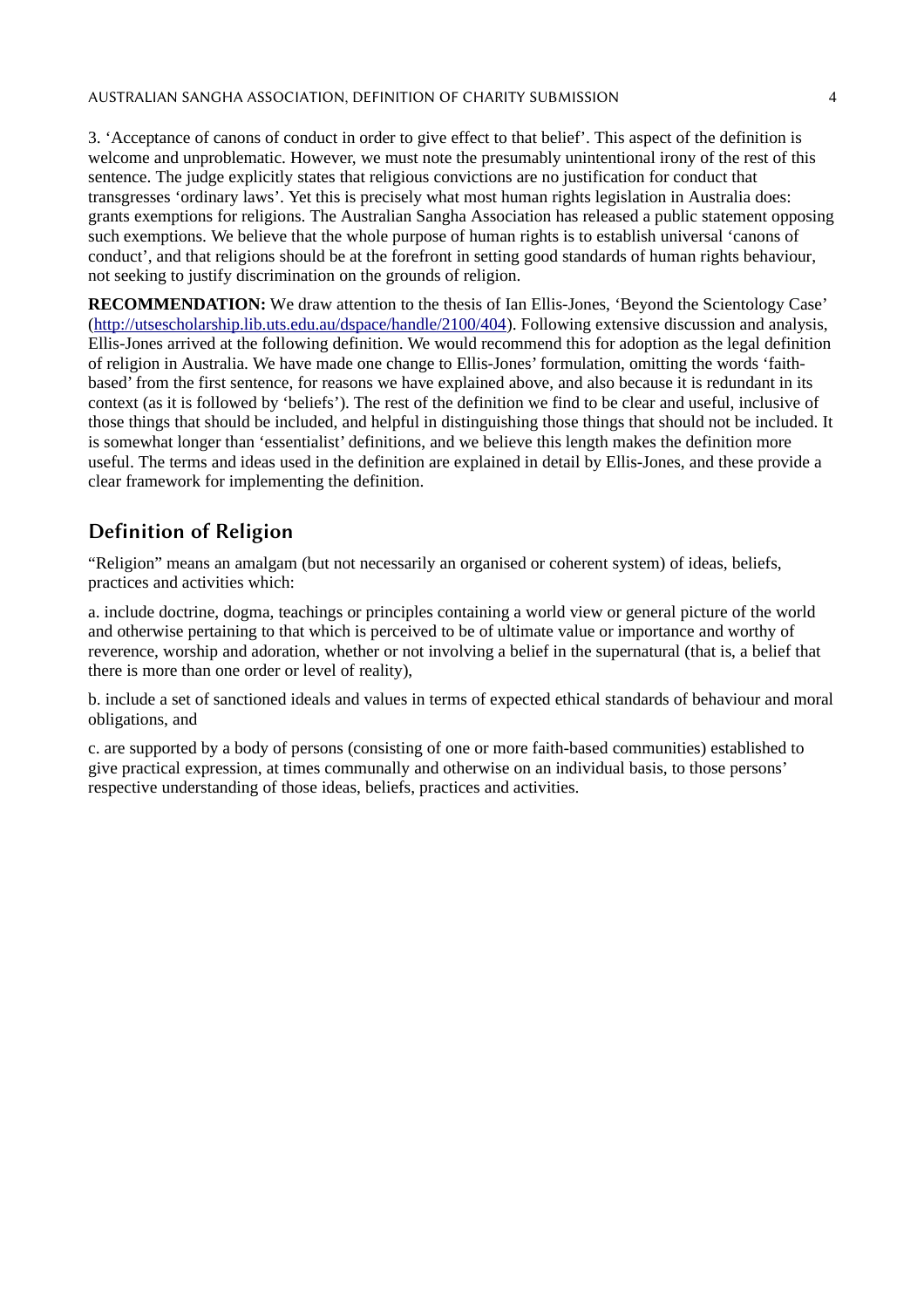3. ‘Acceptance of canons of conduct in order to give effect to that belief’. This aspect of the definition is welcome and unproblematic. However, we must note the presumably unintentional irony of the rest of this sentence. The judge explicitly states that religious convictions are no justification for conduct that transgresses ‘ordinary laws’. Yet this is precisely what most human rights legislation in Australia does: grants exemptions for religions. The Australian Sangha Association has released a public statement opposing such exemptions. We believe that the whole purpose of human rights is to establish universal ‘canons of conduct’, and that religions should be at the forefront in setting good standards of human rights behaviour, not seeking to justify discrimination on the grounds of religion.

**RECOMMENDATION:** We draw attention to the thesis of Ian Ellis-Jones, ‘Beyond the Scientology Case’ (http://utsescholarship.lib.uts.edu.au/dspace/handle/2100/404). Following extensive discussion and analysis, Ellis-Jones arrived at the following definition. We would recommend this for adoption as the legal definition of religion in Australia. We have made one change to Ellis-Jones’ formulation, omitting the words ‘faith-based’ from the first sentence, for reasons we have explained above, and also because it is redundant in its context (as it is followed by ‘beliefs’). The rest of the definition we find to be clear and useful, inclusive of those things that should be included, and helpful in distinguishing those things that should not be included. It is somewhat longer than ‘essentialist’ definitions, and we believe this length makes the definition more useful. The terms and ideas used in the definition are explained in detail by Ellis-Jones, and these provide a clear framework for implementing the definition.

## Definition of Religion

“Religion” means an amalgam (but not necessarily an organised or coherent system) of ideas, beliefs, practices and activities which:

a. include doctrine, dogma, teachings or principles containing a world view or general picture of the world and otherwise pertaining to that which is perceived to be of ultimate value or importance and worthy of reverence, worship and adoration, whether or not involving a belief in the supernatural (that is, a belief that there is more than one order or level of reality),

b. include a set of sanctioned ideals and values in terms of expected ethical standards of behaviour and moral obligations, and

c. are supported by a body of persons (consisting of one or more faith-based communities) established to give practical expression, at times communally and otherwise on an individual basis, to those persons’ respective understanding of those ideas, beliefs, practices and activities.